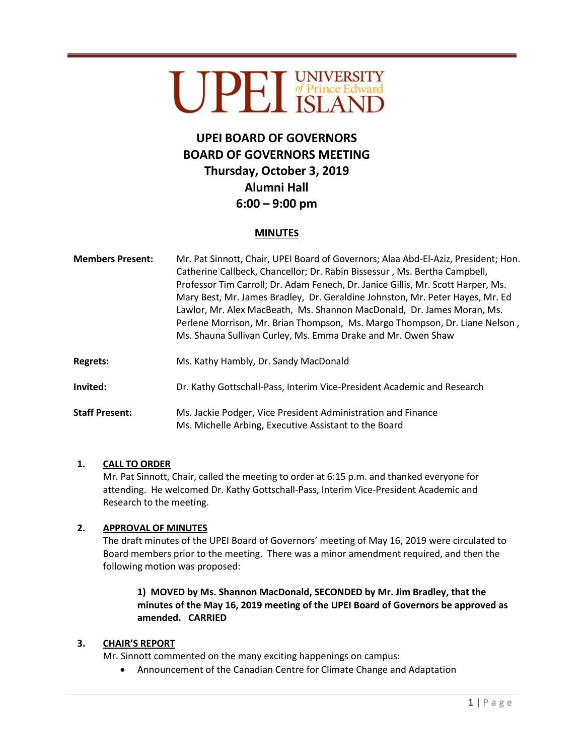# UPEI BOARD OF GOVERNORS
# BOARD OF GOVERNORS MEETING
## Thursday, October 3, 2019
## Alumni Hall
## 6:00 – 9:00 pm

**MINUTES**

| | |
|---|---|
| **Members Present:** | Mr. Pat Sinnott, Chair, UPEI Board of Governors; Alaa Abd-El-Aziz, President; Hon. Catherine Callbeck, Chancellor; Dr. Rabin Bissessur , Ms. Bertha Campbell, Professor Tim Carroll; Dr. Adam Fenech, Dr. Janice Gillis, Mr. Scott Harper, Ms. Mary Best, Mr. James Bradley, Dr. Geraldine Johnston, Mr. Peter Hayes, Mr. Ed Lawlor, Mr. Alex MacBeath, Ms. Shannon MacDonald, Dr. James Moran, Ms. Perlene Morrison, Mr. Brian Thompson, Ms. Margo Thompson, Dr. Liane Nelson , Ms. Shauna Sullivan Curley, Ms. Emma Drake and Mr. Owen Shaw |
| **Regrets:** | Ms. Kathy Hambly, Dr. Sandy MacDonald |
| **Invited:** | Dr. Kathy Gottschall-Pass, Interim Vice-President Academic and Research |
| **Staff Present:** | Ms. Jackie Podger, Vice President Administration and Finance<br>Ms. Michelle Arbing, Executive Assistant to the Board |

1. **CALL TO ORDER**

   Mr. Pat Sinnott, Chair, called the meeting to order at 6:15 p.m. and thanked everyone for attending. He welcomed Dr. Kathy Gottschall-Pass, Interim Vice-President Academic and Research to the meeting.

2. **APPROVAL OF MINUTES**

   The draft minutes of the UPEI Board of Governors' meeting of May 16, 2019 were circulated to Board members prior to the meeting. There was a minor amendment required, and then the following motion was proposed:

   > **1) MOVED by Ms. Shannon MacDonald, SECONDED by Mr. Jim Bradley, that the minutes of the May 16, 2019 meeting of the UPEI Board of Governors be approved as amended. CARRIED**

3. **CHAIR'S REPORT**

   Mr. Sinnott commented on the many exciting happenings on campus:

   - Announcement of the Canadian Centre for Climate Change and Adaptation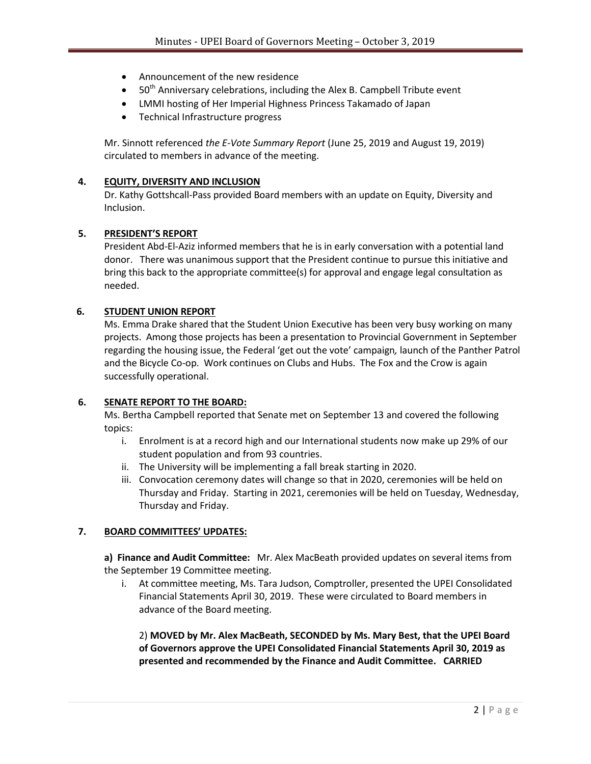- Announcement of the new residence
- 50th Anniversary celebrations, including the Alex B. Campbell Tribute event
- LMMI hosting of Her Imperial Highness Princess Takamado of Japan
- Technical Infrastructure progress

Mr. Sinnott referenced *the E-Vote Summary Report* (June 25, 2019 and August 19, 2019) circulated to members in advance of the meeting.

**4. EQUITY, DIVERSITY AND INCLUSION**

Dr. Kathy Gottshcall-Pass provided Board members with an update on Equity, Diversity and Inclusion.

**5. PRESIDENT'S REPORT**

President Abd-El-Aziz informed members that he is in early conversation with a potential land donor. There was unanimous support that the President continue to pursue this initiative and bring this back to the appropriate committee(s) for approval and engage legal consultation as needed.

**6. STUDENT UNION REPORT**

Ms. Emma Drake shared that the Student Union Executive has been very busy working on many projects. Among those projects has been a presentation to Provincial Government in September regarding the housing issue, the Federal 'get out the vote' campaign, launch of the Panther Patrol and the Bicycle Co-op. Work continues on Clubs and Hubs. The Fox and the Crow is again successfully operational.

**6. SENATE REPORT TO THE BOARD:**

Ms. Bertha Campbell reported that Senate met on September 13 and covered the following topics:

i. Enrolment is at a record high and our International students now make up 29% of our student population and from 93 countries.
ii. The University will be implementing a fall break starting in 2020.
iii. Convocation ceremony dates will change so that in 2020, ceremonies will be held on Thursday and Friday. Starting in 2021, ceremonies will be held on Tuesday, Wednesday, Thursday and Friday.

**7. BOARD COMMITTEES' UPDATES:**

**a) Finance and Audit Committee:** Mr. Alex MacBeath provided updates on several items from the September 19 Committee meeting.

i. At committee meeting, Ms. Tara Judson, Comptroller, presented the UPEI Consolidated Financial Statements April 30, 2019. These were circulated to Board members in advance of the Board meeting.

2) **MOVED by Mr. Alex MacBeath, SECONDED by Ms. Mary Best, that the UPEI Board of Governors approve the UPEI Consolidated Financial Statements April 30, 2019 as presented and recommended by the Finance and Audit Committee. CARRIED**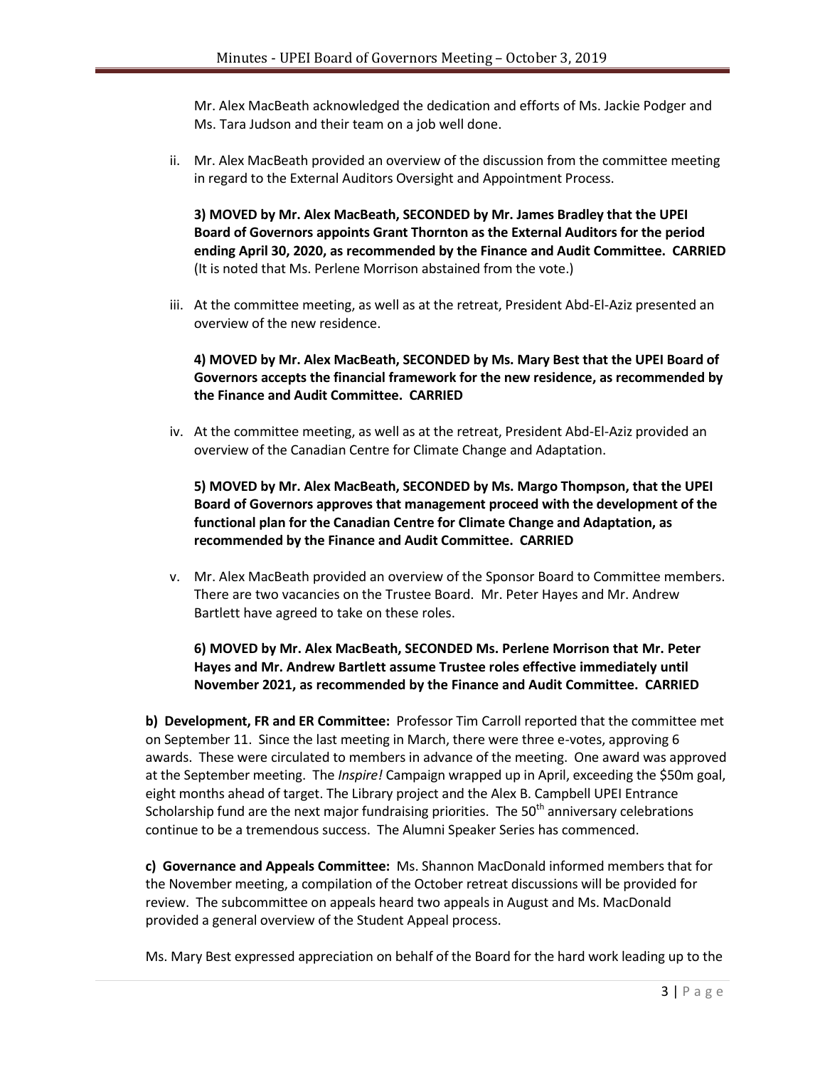Mr. Alex MacBeath acknowledged the dedication and efforts of Ms. Jackie Podger and Ms. Tara Judson and their team on a job well done.

ii. Mr. Alex MacBeath provided an overview of the discussion from the committee meeting in regard to the External Auditors Oversight and Appointment Process.

**3) MOVED by Mr. Alex MacBeath, SECONDED by Mr. James Bradley that the UPEI Board of Governors appoints Grant Thornton as the External Auditors for the period ending April 30, 2020, as recommended by the Finance and Audit Committee. CARRIED** (It is noted that Ms. Perlene Morrison abstained from the vote.)

iii. At the committee meeting, as well as at the retreat, President Abd-El-Aziz presented an overview of the new residence.

**4) MOVED by Mr. Alex MacBeath, SECONDED by Ms. Mary Best that the UPEI Board of Governors accepts the financial framework for the new residence, as recommended by the Finance and Audit Committee. CARRIED**

iv. At the committee meeting, as well as at the retreat, President Abd-El-Aziz provided an overview of the Canadian Centre for Climate Change and Adaptation.

**5) MOVED by Mr. Alex MacBeath, SECONDED by Ms. Margo Thompson, that the UPEI Board of Governors approves that management proceed with the development of the functional plan for the Canadian Centre for Climate Change and Adaptation, as recommended by the Finance and Audit Committee. CARRIED**

v. Mr. Alex MacBeath provided an overview of the Sponsor Board to Committee members. There are two vacancies on the Trustee Board. Mr. Peter Hayes and Mr. Andrew Bartlett have agreed to take on these roles.

**6) MOVED by Mr. Alex MacBeath, SECONDED Ms. Perlene Morrison that Mr. Peter Hayes and Mr. Andrew Bartlett assume Trustee roles effective immediately until November 2021, as recommended by the Finance and Audit Committee. CARRIED**

**b) Development, FR and ER Committee:** Professor Tim Carroll reported that the committee met on September 11. Since the last meeting in March, there were three e-votes, approving 6 awards. These were circulated to members in advance of the meeting. One award was approved at the September meeting. The *Inspire!* Campaign wrapped up in April, exceeding the \$50m goal, eight months ahead of target. The Library project and the Alex B. Campbell UPEI Entrance Scholarship fund are the next major fundraising priorities. The 50th anniversary celebrations continue to be a tremendous success. The Alumni Speaker Series has commenced.

**c) Governance and Appeals Committee:** Ms. Shannon MacDonald informed members that for the November meeting, a compilation of the October retreat discussions will be provided for review. The subcommittee on appeals heard two appeals in August and Ms. MacDonald provided a general overview of the Student Appeal process.

Ms. Mary Best expressed appreciation on behalf of the Board for the hard work leading up to the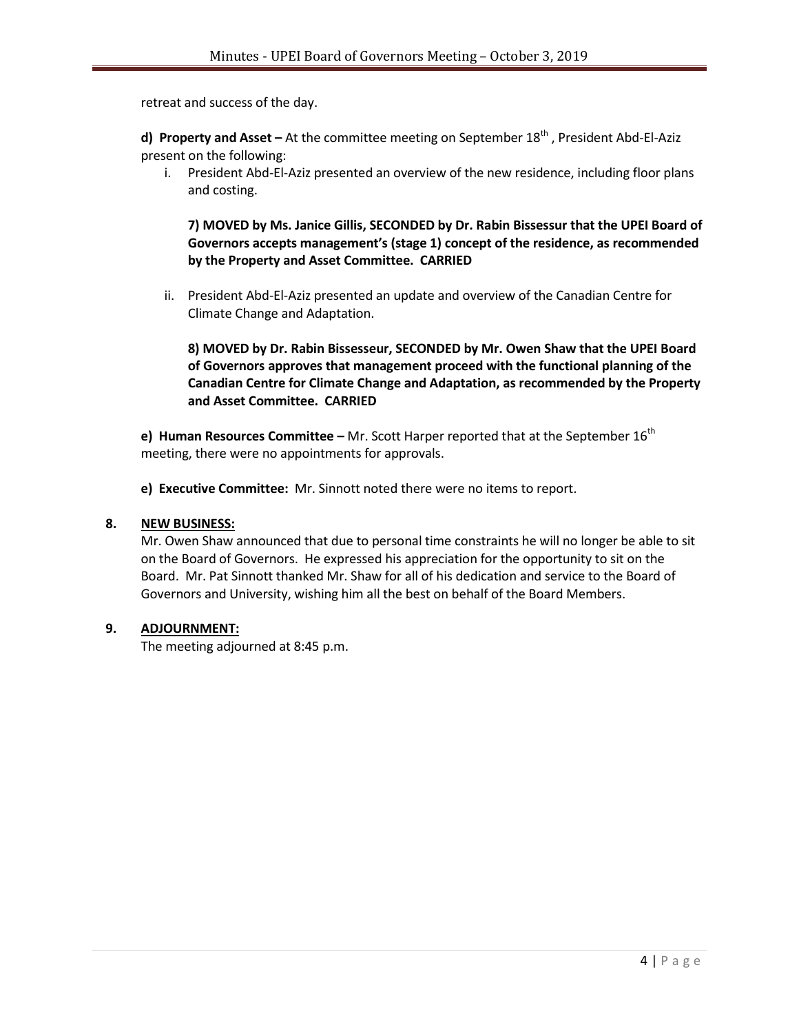retreat and success of the day.

**d) Property and Asset –** At the committee meeting on September 18th , President Abd-El-Aziz present on the following:

i. President Abd-El-Aziz presented an overview of the new residence, including floor plans and costing.

   **7) MOVED by Ms. Janice Gillis, SECONDED by Dr. Rabin Bissessur that the UPEI Board of Governors accepts management's (stage 1) concept of the residence, as recommended by the Property and Asset Committee. CARRIED**

ii. President Abd-El-Aziz presented an update and overview of the Canadian Centre for Climate Change and Adaptation.

   **8) MOVED by Dr. Rabin Bissesseur, SECONDED by Mr. Owen Shaw that the UPEI Board of Governors approves that management proceed with the functional planning of the Canadian Centre for Climate Change and Adaptation, as recommended by the Property and Asset Committee. CARRIED**

**e) Human Resources Committee –** Mr. Scott Harper reported that at the September 16th meeting, there were no appointments for approvals.

**e) Executive Committee:** Mr. Sinnott noted there were no items to report.

**8. NEW BUSINESS:**

Mr. Owen Shaw announced that due to personal time constraints he will no longer be able to sit on the Board of Governors. He expressed his appreciation for the opportunity to sit on the Board. Mr. Pat Sinnott thanked Mr. Shaw for all of his dedication and service to the Board of Governors and University, wishing him all the best on behalf of the Board Members.

**9. ADJOURNMENT:**

The meeting adjourned at 8:45 p.m.